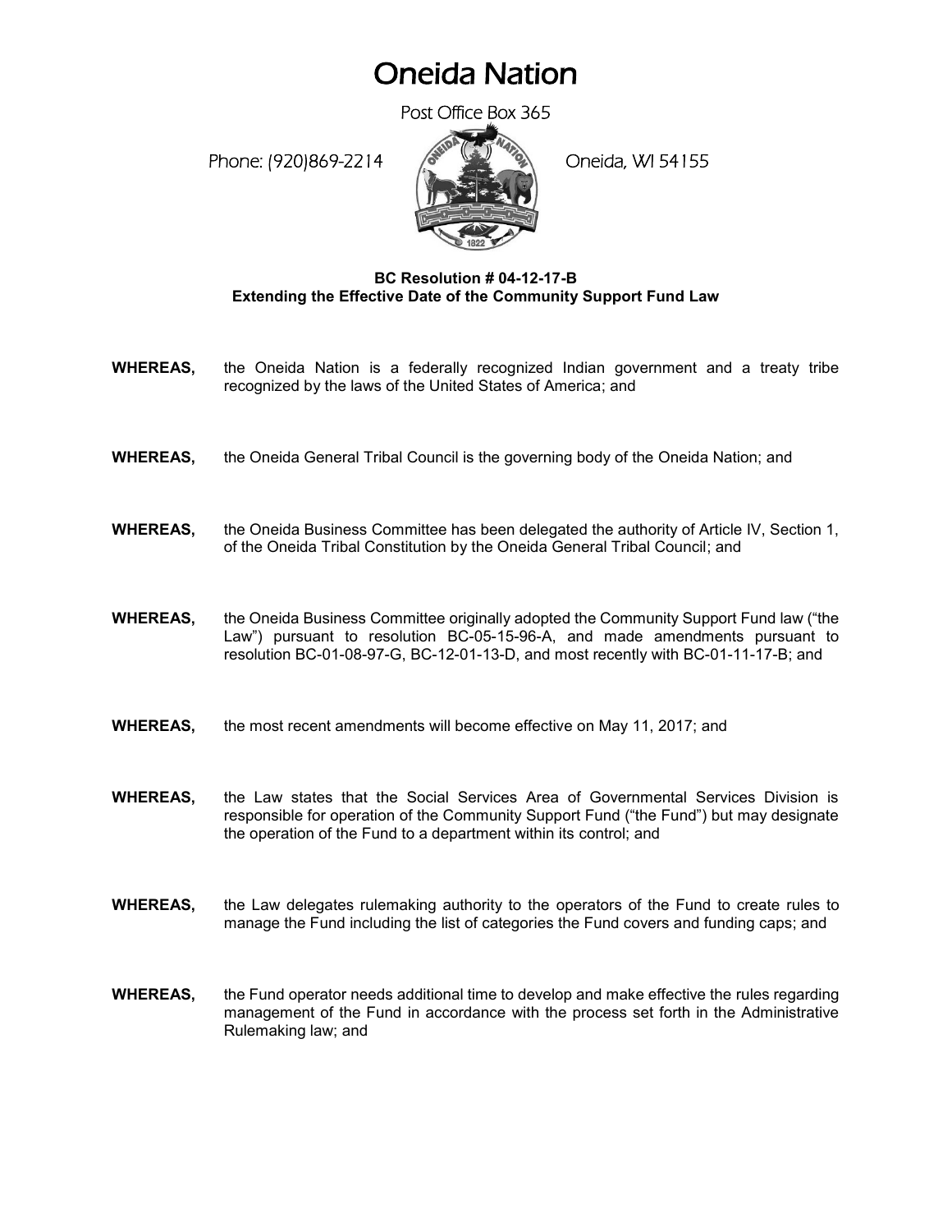# Oneida Nation

Post Office Box 365

Phone: (920)869-2214 Oneida, WI 54155

**BC Resolution # 04-12-17-B**
**Extending the Effective Date of the Community Support Fund Law**

**WHEREAS,** the Oneida Nation is a federally recognized Indian government and a treaty tribe recognized by the laws of the United States of America; and

**WHEREAS,** the Oneida General Tribal Council is the governing body of the Oneida Nation; and

**WHEREAS,** the Oneida Business Committee has been delegated the authority of Article IV, Section 1, of the Oneida Tribal Constitution by the Oneida General Tribal Council; and

**WHEREAS,** the Oneida Business Committee originally adopted the Community Support Fund law ("the Law") pursuant to resolution BC-05-15-96-A, and made amendments pursuant to resolution BC-01-08-97-G, BC-12-01-13-D, and most recently with BC-01-11-17-B; and

**WHEREAS,** the most recent amendments will become effective on May 11, 2017; and

**WHEREAS,** the Law states that the Social Services Area of Governmental Services Division is responsible for operation of the Community Support Fund ("the Fund") but may designate the operation of the Fund to a department within its control; and

**WHEREAS,** the Law delegates rulemaking authority to the operators of the Fund to create rules to manage the Fund including the list of categories the Fund covers and funding caps; and

**WHEREAS,** the Fund operator needs additional time to develop and make effective the rules regarding management of the Fund in accordance with the process set forth in the Administrative Rulemaking law; and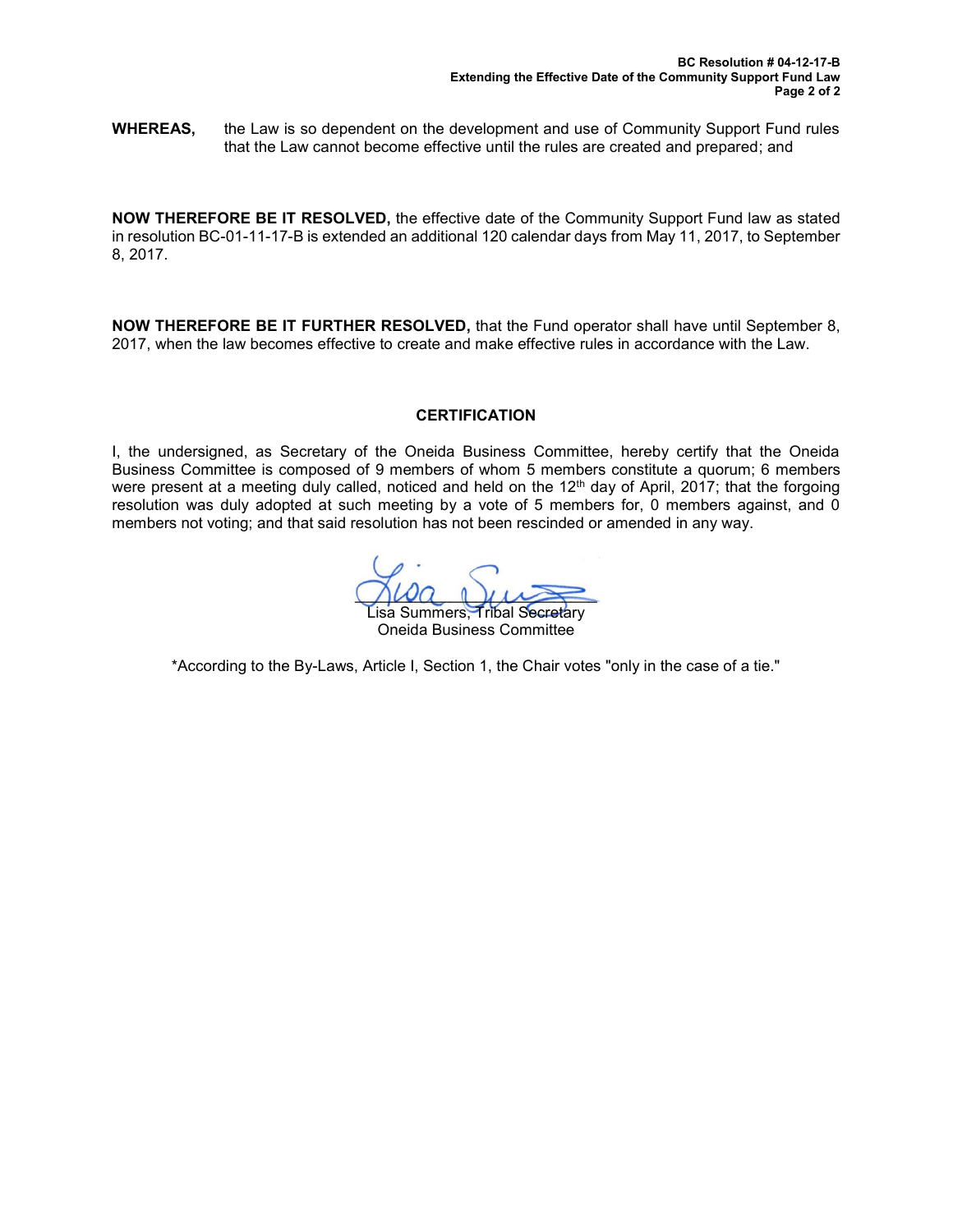**WHEREAS,** the Law is so dependent on the development and use of Community Support Fund rules that the Law cannot become effective until the rules are created and prepared; and

**NOW THEREFORE BE IT RESOLVED,** the effective date of the Community Support Fund law as stated in resolution BC-01-11-17-B is extended an additional 120 calendar days from May 11, 2017, to September 8, 2017.

**NOW THEREFORE BE IT FURTHER RESOLVED,** that the Fund operator shall have until September 8, 2017, when the law becomes effective to create and make effective rules in accordance with the Law.

## CERTIFICATION

I, the undersigned, as Secretary of the Oneida Business Committee, hereby certify that the Oneida Business Committee is composed of 9 members of whom 5 members constitute a quorum; 6 members were present at a meeting duly called, noticed and held on the 12th day of April, 2017; that the forgoing resolution was duly adopted at such meeting by a vote of 5 members for, 0 members against, and 0 members not voting; and that said resolution has not been rescinded or amended in any way.

Lisa Summers, Tribal Secretary
Oneida Business Committee

*According to the By-Laws, Article I, Section 1, the Chair votes "only in the case of a tie."